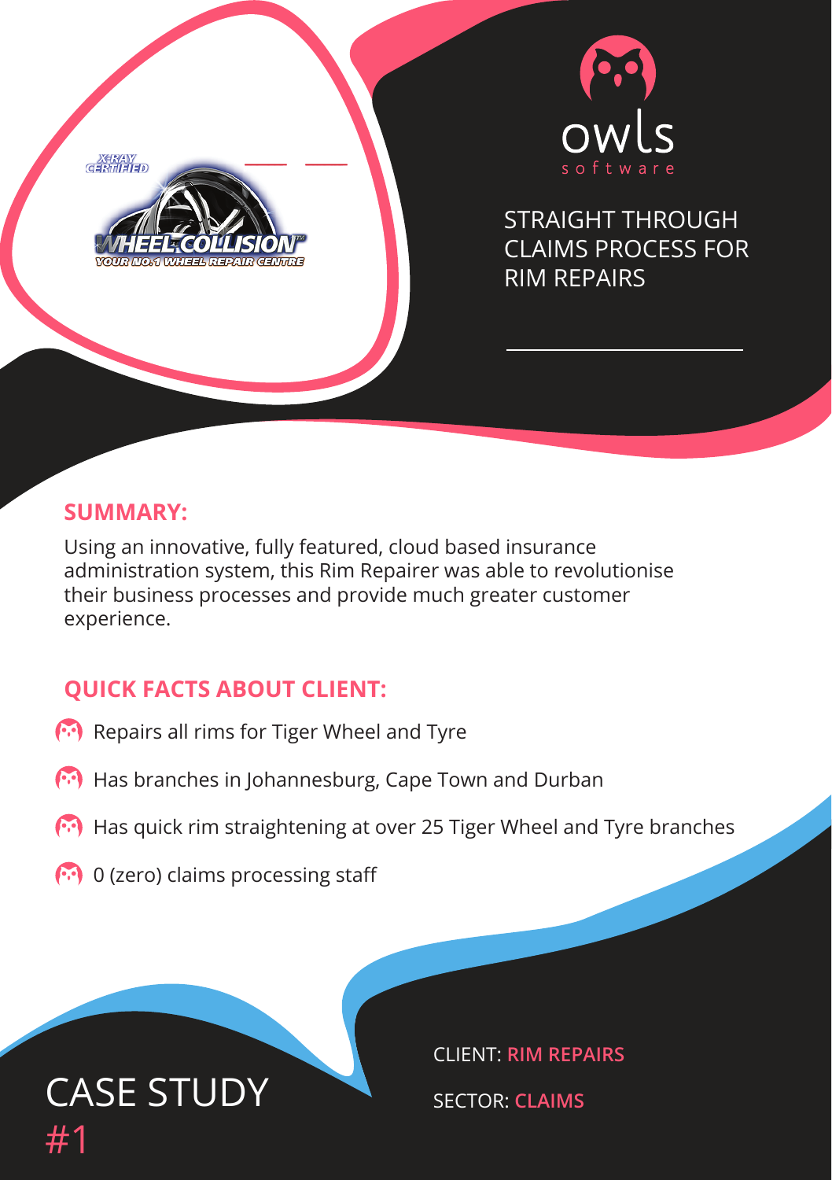X-RAY CERTIFIED

WHEEL COLLISION™

YOUR NO.1 WHEEL REPAIR CENTRE

owls software

# STRAIGHT THROUGH CLAIMS PROCESS FOR RIM REPAIRS

## SUMMARY:

Using an innovative, fully featured, cloud based insurance administration system, this Rim Repairer was able to revolutionise their business processes and provide much greater customer experience.

## QUICK FACTS ABOUT CLIENT:

- Repairs all rims for Tiger Wheel and Tyre
- Has branches in Johannesburg, Cape Town and Durban
- Has quick rim straightening at over 25 Tiger Wheel and Tyre branches
- 0 (zero) claims processing staff

# CASE STUDY #1

CLIENT: **RIM REPAIRS**

SECTOR: **CLAIMS**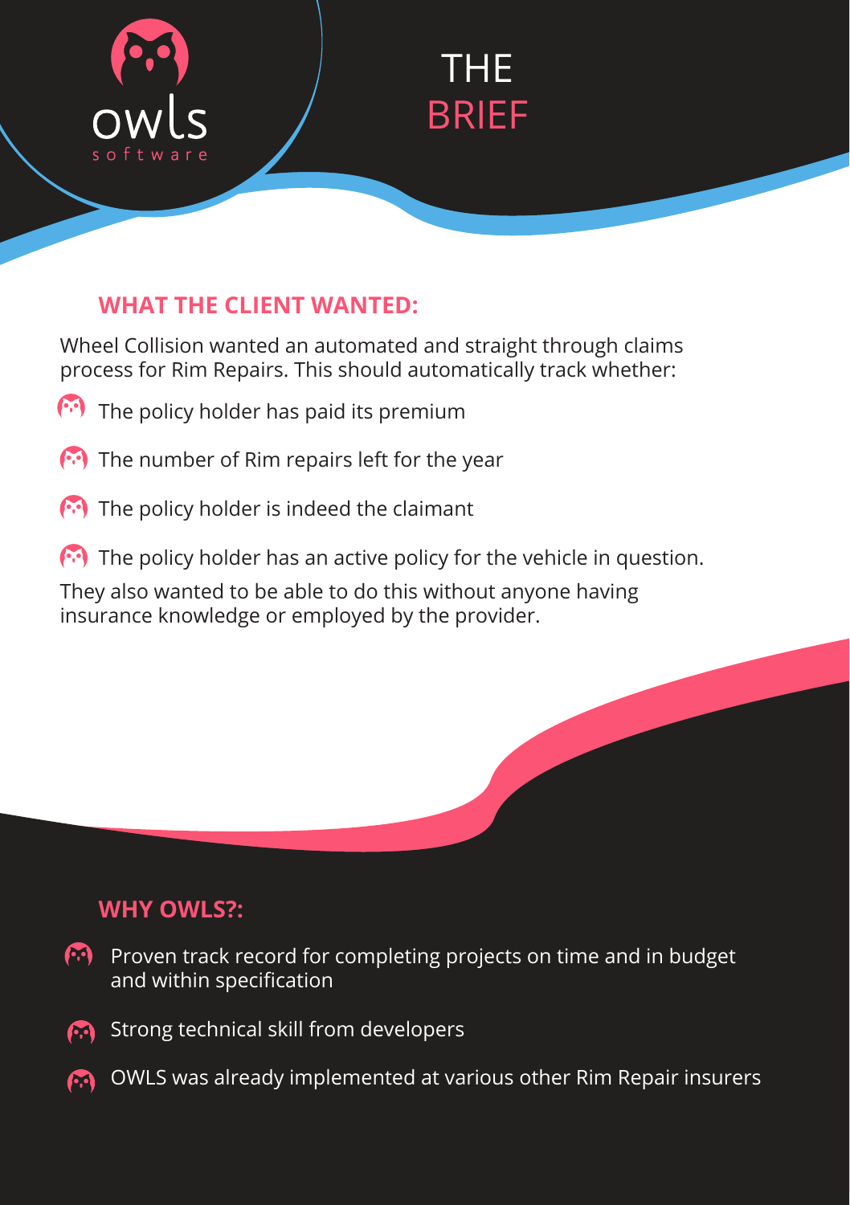owls
software

# THE BRIEF

## WHAT THE CLIENT WANTED:

Wheel Collision wanted an automated and straight through claims process for Rim Repairs. This should automatically track whether:

- The policy holder has paid its premium
- The number of Rim repairs left for the year
- The policy holder is indeed the claimant
- The policy holder has an active policy for the vehicle in question.

They also wanted to be able to do this without anyone having insurance knowledge or employed by the provider.

## WHY OWLS?:

- Proven track record for completing projects on time and in budget and within specification
- Strong technical skill from developers
- OWLS was already implemented at various other Rim Repair insurers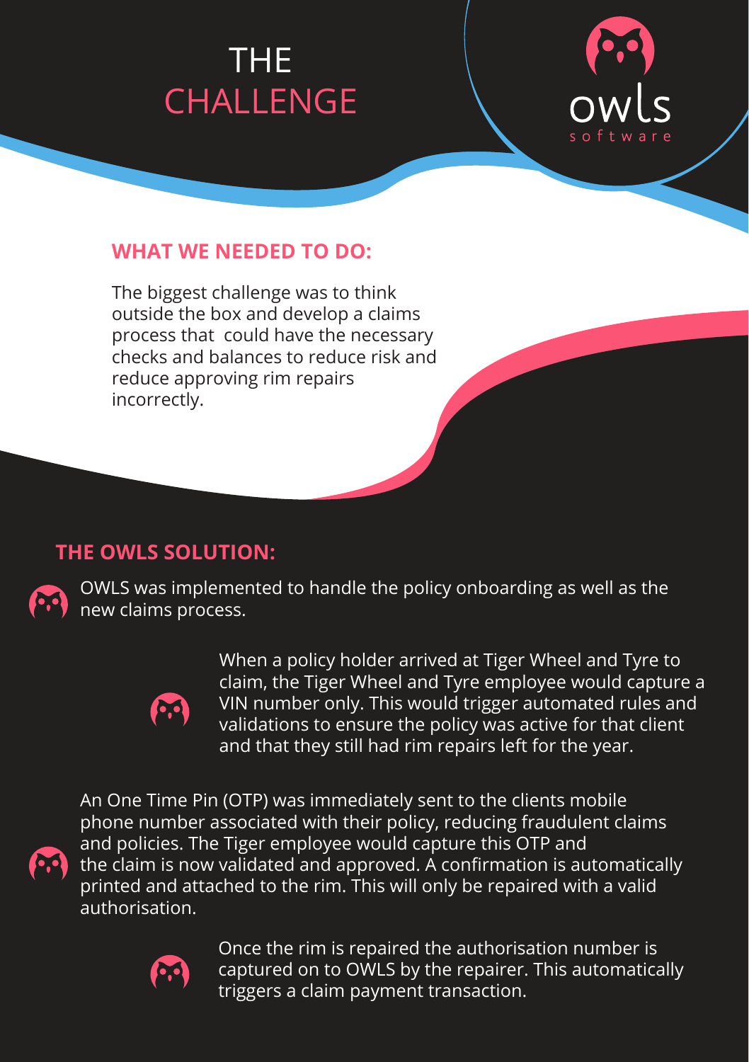# THE CHALLENGE

owls software

## WHAT WE NEEDED TO DO:

The biggest challenge was to think outside the box and develop a claims process that could have the necessary checks and balances to reduce risk and reduce approving rim repairs incorrectly.

## THE OWLS SOLUTION:

OWLS was implemented to handle the policy onboarding as well as the new claims process.

When a policy holder arrived at Tiger Wheel and Tyre to claim, the Tiger Wheel and Tyre employee would capture a VIN number only. This would trigger automated rules and validations to ensure the policy was active for that client and that they still had rim repairs left for the year.

An One Time Pin (OTP) was immediately sent to the clients mobile phone number associated with their policy, reducing fraudulent claims and policies. The Tiger employee would capture this OTP and the claim is now validated and approved. A confirmation is automatically printed and attached to the rim. This will only be repaired with a valid authorisation.

Once the rim is repaired the authorisation number is captured on to OWLS by the repairer. This automatically triggers a claim payment transaction.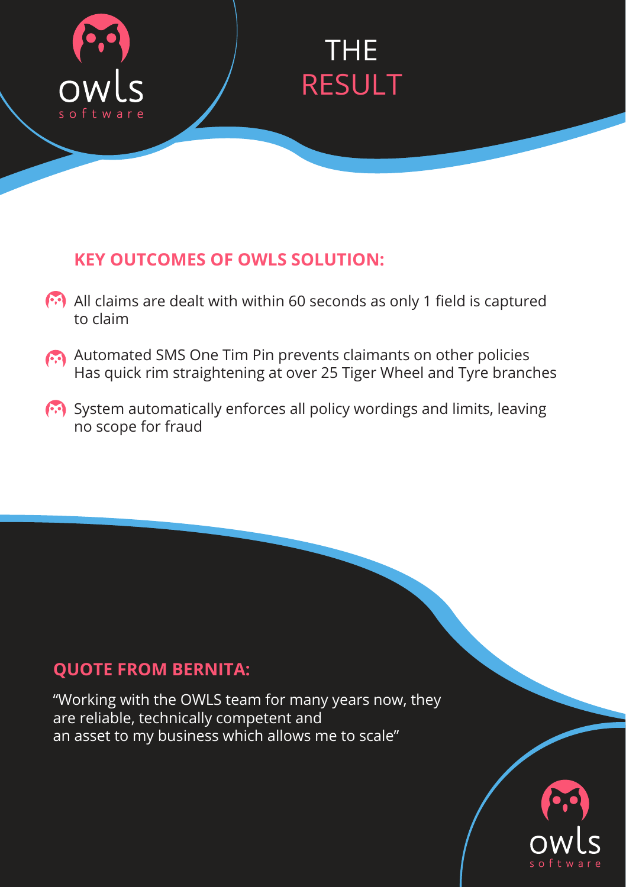# THE RESULT

## KEY OUTCOMES OF OWLS SOLUTION:

- All claims are dealt with within 60 seconds as only 1 field is captured to claim
- Automated SMS One Tim Pin prevents claimants on other policies Has quick rim straightening at over 25 Tiger Wheel and Tyre branches
- System automatically enforces all policy wordings and limits, leaving no scope for fraud

## QUOTE FROM BERNITA:

"Working with the OWLS team for many years now, they are reliable, technically competent and an asset to my business which allows me to scale"